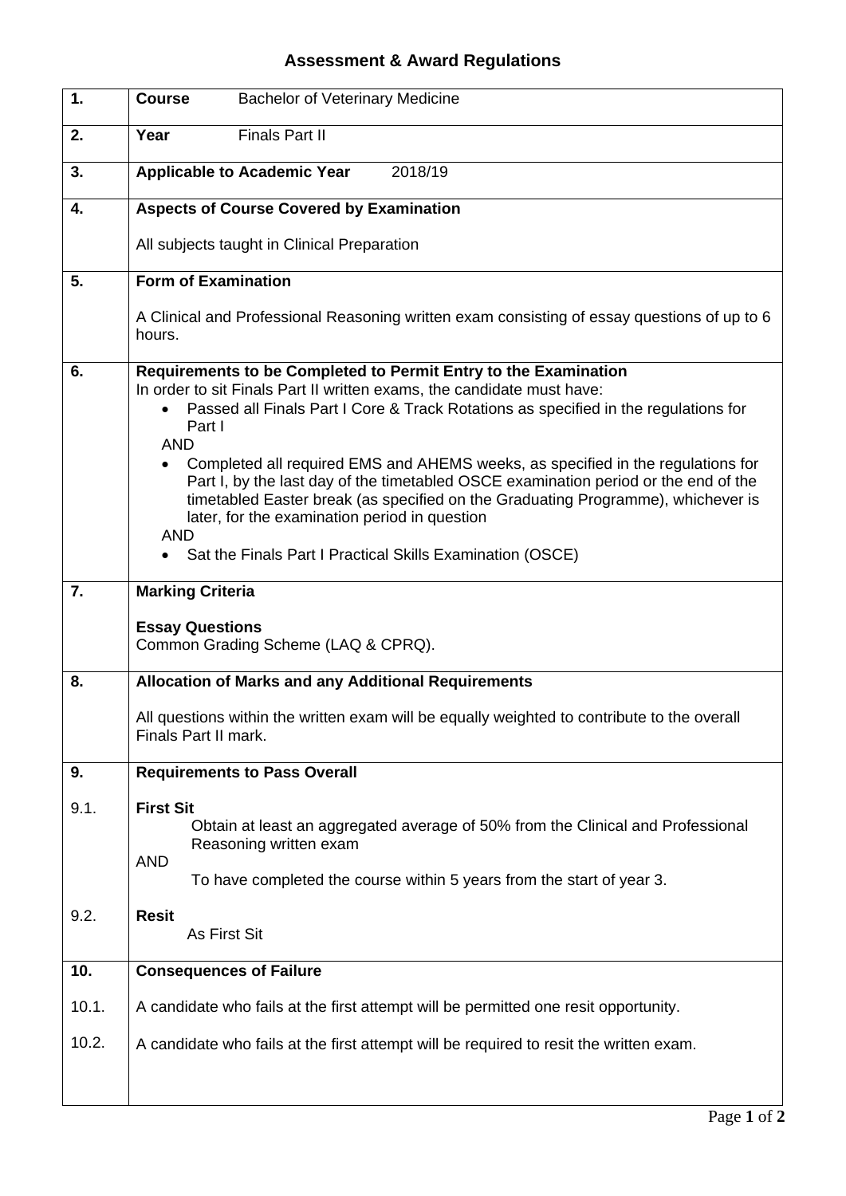# Assessment & Award Regulations

| | |
|---|---|
| **1.** | **Course** Bachelor of Veterinary Medicine |
| **2.** | **Year** Finals Part II |
| **3.** | **Applicable to Academic Year** 2018/19 |
| **4.** | **Aspects of Course Covered by Examination**<br><br>All subjects taught in Clinical Preparation |
| **5.** | **Form of Examination**<br><br>A Clinical and Professional Reasoning written exam consisting of essay questions of up to 6 hours. |
| **6.** | **Requirements to be Completed to Permit Entry to the Examination**<br>In order to sit Finals Part II written exams, the candidate must have:<br>• Passed all Finals Part I Core & Track Rotations as specified in the regulations for Part I<br>AND<br>• Completed all required EMS and AHEMS weeks, as specified in the regulations for Part I, by the last day of the timetabled OSCE examination period or the end of the timetabled Easter break (as specified on the Graduating Programme), whichever is later, for the examination period in question<br>AND<br>• Sat the Finals Part I Practical Skills Examination (OSCE) |
| **7.** | **Marking Criteria**<br><br>**Essay Questions**<br>Common Grading Scheme (LAQ & CPRQ). |
| **8.** | **Allocation of Marks and any Additional Requirements**<br><br>All questions within the written exam will be equally weighted to contribute to the overall Finals Part II mark. |
| **9.** | **Requirements to Pass Overall** |
| 9.1. | **First Sit**<br>Obtain at least an aggregated average of 50% from the Clinical and Professional Reasoning written exam<br>AND<br>To have completed the course within 5 years from the start of year 3. |
| 9.2. | **Resit**<br>As First Sit |
| **10.** | **Consequences of Failure** |
| 10.1. | A candidate who fails at the first attempt will be permitted one resit opportunity. |
| 10.2. | A candidate who fails at the first attempt will be required to resit the written exam. |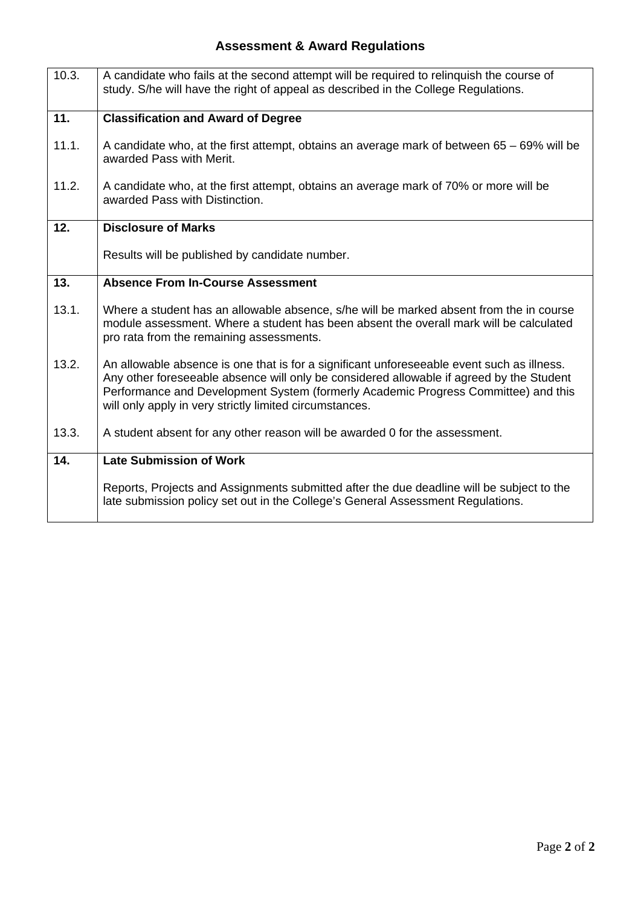## Assessment & Award Regulations

| | |
|---|---|
| 10.3. | A candidate who fails at the second attempt will be required to relinquish the course of study. S/he will have the right of appeal as described in the College Regulations. |
| **11.** | **Classification and Award of Degree** |
| 11.1. | A candidate who, at the first attempt, obtains an average mark of between 65 – 69% will be awarded Pass with Merit. |
| 11.2. | A candidate who, at the first attempt, obtains an average mark of 70% or more will be awarded Pass with Distinction. |
| **12.** | **Disclosure of Marks** |
| | Results will be published by candidate number. |
| **13.** | **Absence From In-Course Assessment** |
| 13.1. | Where a student has an allowable absence, s/he will be marked absent from the in course module assessment. Where a student has been absent the overall mark will be calculated pro rata from the remaining assessments. |
| 13.2. | An allowable absence is one that is for a significant unforeseeable event such as illness. Any other foreseeable absence will only be considered allowable if agreed by the Student Performance and Development System (formerly Academic Progress Committee) and this will only apply in very strictly limited circumstances. |
| 13.3. | A student absent for any other reason will be awarded 0 for the assessment. |
| **14.** | **Late Submission of Work** |
| | Reports, Projects and Assignments submitted after the due deadline will be subject to the late submission policy set out in the College's General Assessment Regulations. |